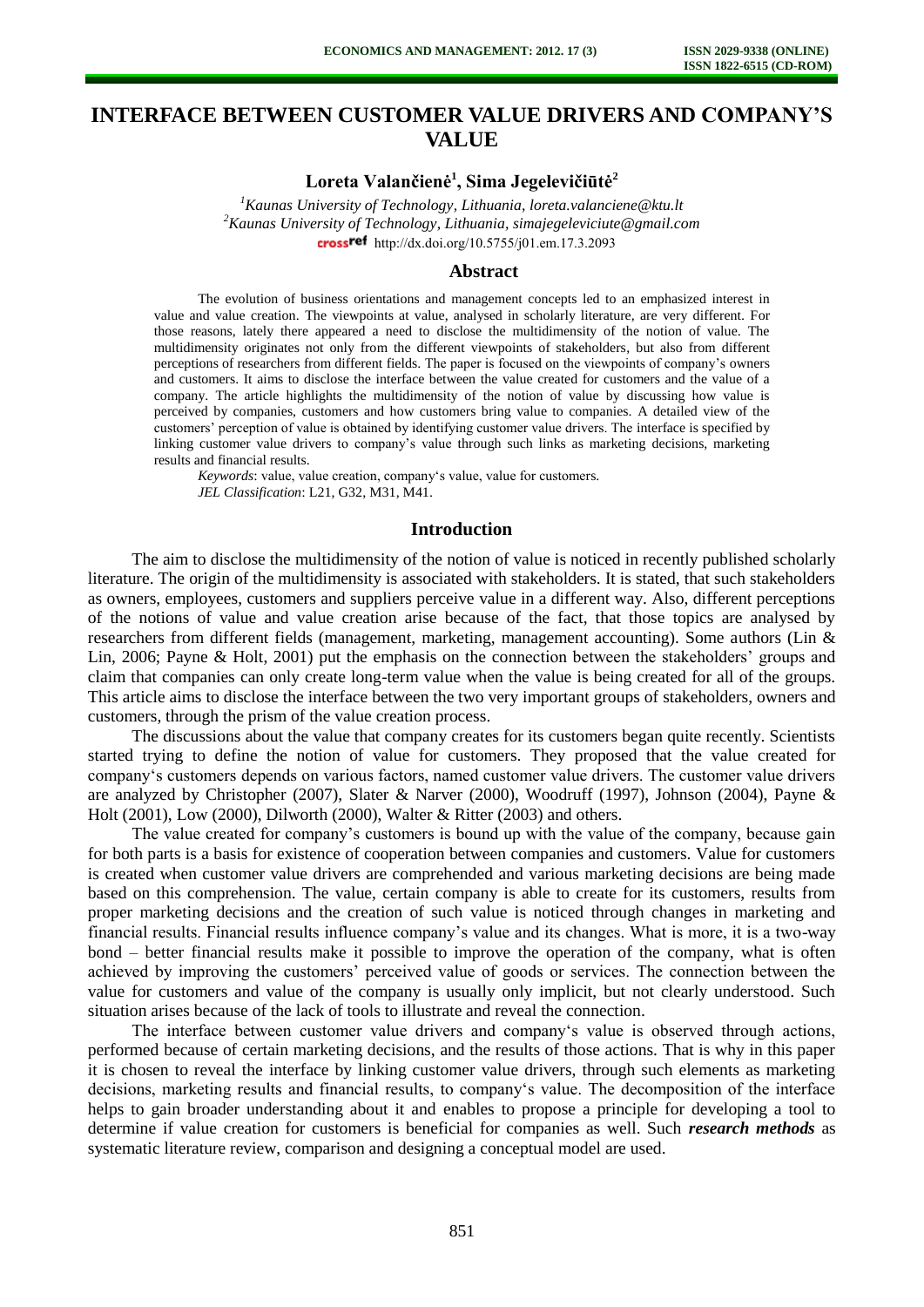# INTERFACE BETWEEN CUSTOMER VALUE DRIVERS AND COMPANY'S VALUE

**Loreta Valančienė[1], Sima Jegelevičiūtė[2]**

*[1]Kaunas University of Technology, Lithuania, loreta.valanciene@ktu.lt*
*[2]Kaunas University of Technology, Lithuania, simajegeleviciute@gmail.com*
http://dx.doi.org/10.5755/j01.em.17.3.2093

## Abstract

The evolution of business orientations and management concepts led to an emphasized interest in value and value creation. The viewpoints at value, analysed in scholarly literature, are very different. For those reasons, lately there appeared a need to disclose the multidimensity of the notion of value. The multidimensity originates not only from the different viewpoints of stakeholders, but also from different perceptions of researchers from different fields. The paper is focused on the viewpoints of company's owners and customers. It aims to disclose the interface between the value created for customers and the value of a company. The article highlights the multidimensity of the notion of value by discussing how value is perceived by companies, customers and how customers bring value to companies. A detailed view of the customers' perception of value is obtained by identifying customer value drivers. The interface is specified by linking customer value drivers to company's value through such links as marketing decisions, marketing results and financial results.

*Keywords*: value, value creation, company's value, value for customers.
*JEL Classification*: L21, G32, M31, M41.

## Introduction

The aim to disclose the multidimensity of the notion of value is noticed in recently published scholarly literature. The origin of the multidimensity is associated with stakeholders. It is stated, that such stakeholders as owners, employees, customers and suppliers perceive value in a different way. Also, different perceptions of the notions of value and value creation arise because of the fact, that those topics are analysed by researchers from different fields (management, marketing, management accounting). Some authors (Lin & Lin, 2006; Payne & Holt, 2001) put the emphasis on the connection between the stakeholders' groups and claim that companies can only create long-term value when the value is being created for all of the groups. This article aims to disclose the interface between the two very important groups of stakeholders, owners and customers, through the prism of the value creation process.

The discussions about the value that company creates for its customers began quite recently. Scientists started trying to define the notion of value for customers. They proposed that the value created for company's customers depends on various factors, named customer value drivers. The customer value drivers are analyzed by Christopher (2007), Slater & Narver (2000), Woodruff (1997), Johnson (2004), Payne & Holt (2001), Low (2000), Dilworth (2000), Walter & Ritter (2003) and others.

The value created for company's customers is bound up with the value of the company, because gain for both parts is a basis for existence of cooperation between companies and customers. Value for customers is created when customer value drivers are comprehended and various marketing decisions are being made based on this comprehension. The value, certain company is able to create for its customers, results from proper marketing decisions and the creation of such value is noticed through changes in marketing and financial results. Financial results influence company's value and its changes. What is more, it is a two-way bond – better financial results make it possible to improve the operation of the company, what is often achieved by improving the customers' perceived value of goods or services. The connection between the value for customers and value of the company is usually only implicit, but not clearly understood. Such situation arises because of the lack of tools to illustrate and reveal the connection.

The interface between customer value drivers and company's value is observed through actions, performed because of certain marketing decisions, and the results of those actions. That is why in this paper it is chosen to reveal the interface by linking customer value drivers, through such elements as marketing decisions, marketing results and financial results, to company's value. The decomposition of the interface helps to gain broader understanding about it and enables to propose a principle for developing a tool to determine if value creation for customers is beneficial for companies as well. Such ***research methods*** as systematic literature review, comparison and designing a conceptual model are used.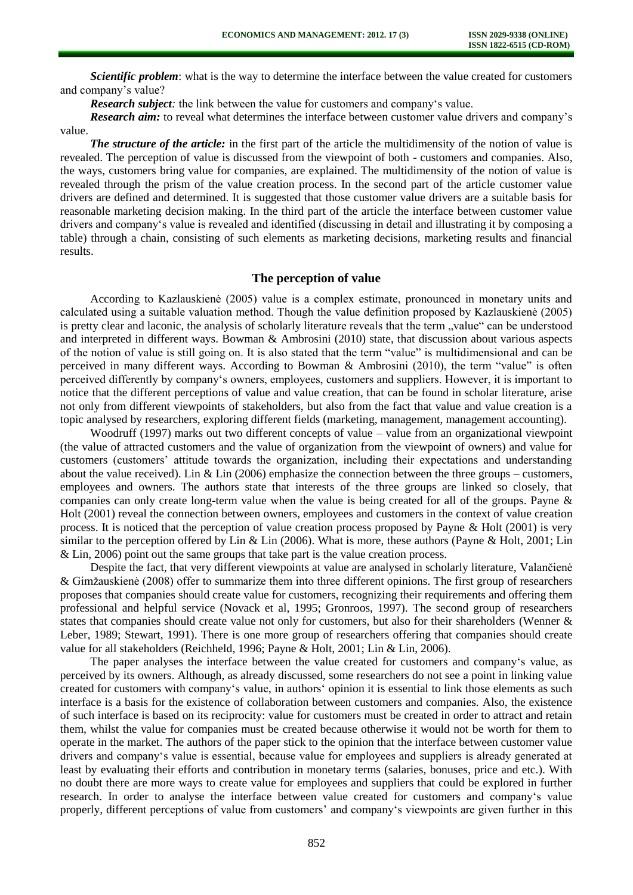***Scientific problem***: what is the way to determine the interface between the value created for customers and company's value?

***Research subject:*** the link between the value for customers and company's value.

***Research aim:*** to reveal what determines the interface between customer value drivers and company's value.

***The structure of the article:*** in the first part of the article the multidimensity of the notion of value is revealed. The perception of value is discussed from the viewpoint of both - customers and companies. Also, the ways, customers bring value for companies, are explained. The multidimensity of the notion of value is revealed through the prism of the value creation process. In the second part of the article customer value drivers are defined and determined. It is suggested that those customer value drivers are a suitable basis for reasonable marketing decision making. In the third part of the article the interface between customer value drivers and company's value is revealed and identified (discussing in detail and illustrating it by composing a table) through a chain, consisting of such elements as marketing decisions, marketing results and financial results.

## The perception of value

According to Kazlauskienė (2005) value is a complex estimate, pronounced in monetary units and calculated using a suitable valuation method. Though the value definition proposed by Kazlauskienė (2005) is pretty clear and laconic, the analysis of scholarly literature reveals that the term „value" can be understood and interpreted in different ways. Bowman & Ambrosini (2010) state, that discussion about various aspects of the notion of value is still going on. It is also stated that the term "value" is multidimensional and can be perceived in many different ways. According to Bowman & Ambrosini (2010), the term "value" is often perceived differently by company's owners, employees, customers and suppliers. However, it is important to notice that the different perceptions of value and value creation, that can be found in scholar literature, arise not only from different viewpoints of stakeholders, but also from the fact that value and value creation is a topic analysed by researchers, exploring different fields (marketing, management, management accounting).

Woodruff (1997) marks out two different concepts of value – value from an organizational viewpoint (the value of attracted customers and the value of organization from the viewpoint of owners) and value for customers (customers' attitude towards the organization, including their expectations and understanding about the value received). Lin & Lin (2006) emphasize the connection between the three groups – customers, employees and owners. The authors state that interests of the three groups are linked so closely, that companies can only create long-term value when the value is being created for all of the groups. Payne & Holt (2001) reveal the connection between owners, employees and customers in the context of value creation process. It is noticed that the perception of value creation process proposed by Payne & Holt (2001) is very similar to the perception offered by Lin & Lin (2006). What is more, these authors (Payne & Holt, 2001; Lin & Lin, 2006) point out the same groups that take part is the value creation process.

Despite the fact, that very different viewpoints at value are analysed in scholarly literature, Valančienė & Gimžauskienė (2008) offer to summarize them into three different opinions. The first group of researchers proposes that companies should create value for customers, recognizing their requirements and offering them professional and helpful service (Novack et al, 1995; Gronroos, 1997). The second group of researchers states that companies should create value not only for customers, but also for their shareholders (Wenner & Leber, 1989; Stewart, 1991). There is one more group of researchers offering that companies should create value for all stakeholders (Reichheld, 1996; Payne & Holt, 2001; Lin & Lin, 2006).

The paper analyses the interface between the value created for customers and company's value, as perceived by its owners. Although, as already discussed, some researchers do not see a point in linking value created for customers with company's value, in authors' opinion it is essential to link those elements as such interface is a basis for the existence of collaboration between customers and companies. Also, the existence of such interface is based on its reciprocity: value for customers must be created in order to attract and retain them, whilst the value for companies must be created because otherwise it would not be worth for them to operate in the market. The authors of the paper stick to the opinion that the interface between customer value drivers and company's value is essential, because value for employees and suppliers is already generated at least by evaluating their efforts and contribution in monetary terms (salaries, bonuses, price and etc.). With no doubt there are more ways to create value for employees and suppliers that could be explored in further research. In order to analyse the interface between value created for customers and company's value properly, different perceptions of value from customers' and company's viewpoints are given further in this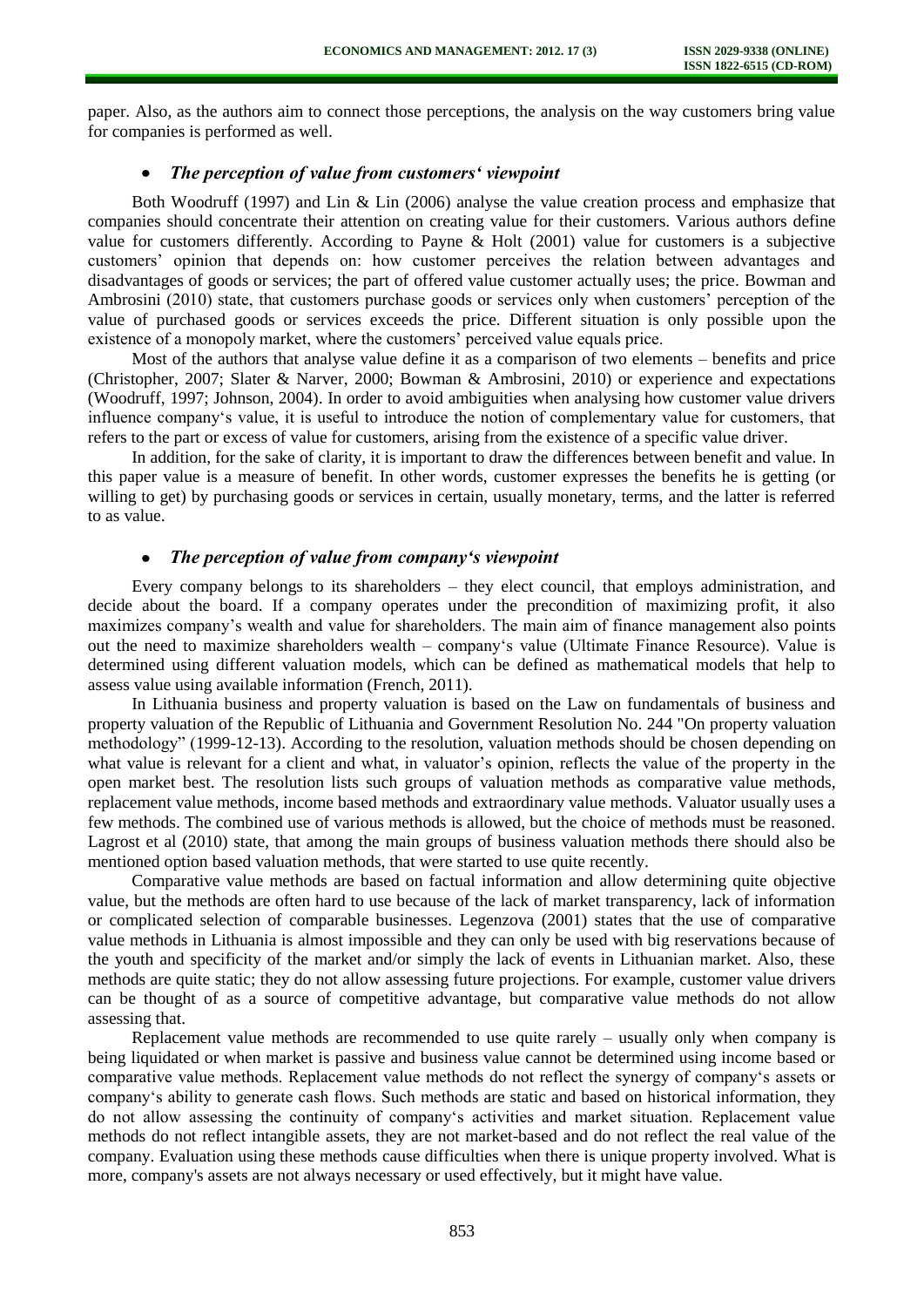paper. Also, as the authors aim to connect those perceptions, the analysis on the way customers bring value for companies is performed as well.

- ***The perception of value from customers' viewpoint***

Both Woodruff (1997) and Lin & Lin (2006) analyse the value creation process and emphasize that companies should concentrate their attention on creating value for their customers. Various authors define value for customers differently. According to Payne & Holt (2001) value for customers is a subjective customers' opinion that depends on: how customer perceives the relation between advantages and disadvantages of goods or services; the part of offered value customer actually uses; the price. Bowman and Ambrosini (2010) state, that customers purchase goods or services only when customers' perception of the value of purchased goods or services exceeds the price. Different situation is only possible upon the existence of a monopoly market, where the customers' perceived value equals price.

Most of the authors that analyse value define it as a comparison of two elements – benefits and price (Christopher, 2007; Slater & Narver, 2000; Bowman & Ambrosini, 2010) or experience and expectations (Woodruff, 1997; Johnson, 2004). In order to avoid ambiguities when analysing how customer value drivers influence company's value, it is useful to introduce the notion of complementary value for customers, that refers to the part or excess of value for customers, arising from the existence of a specific value driver.

In addition, for the sake of clarity, it is important to draw the differences between benefit and value. In this paper value is a measure of benefit. In other words, customer expresses the benefits he is getting (or willing to get) by purchasing goods or services in certain, usually monetary, terms, and the latter is referred to as value.

- ***The perception of value from company's viewpoint***

Every company belongs to its shareholders – they elect council, that employs administration, and decide about the board. If a company operates under the precondition of maximizing profit, it also maximizes company's wealth and value for shareholders. The main aim of finance management also points out the need to maximize shareholders wealth – company's value (Ultimate Finance Resource). Value is determined using different valuation models, which can be defined as mathematical models that help to assess value using available information (French, 2011).

In Lithuania business and property valuation is based on the Law on fundamentals of business and property valuation of the Republic of Lithuania and Government Resolution No. 244 "On property valuation methodology" (1999-12-13). According to the resolution, valuation methods should be chosen depending on what value is relevant for a client and what, in valuator's opinion, reflects the value of the property in the open market best. The resolution lists such groups of valuation methods as comparative value methods, replacement value methods, income based methods and extraordinary value methods. Valuator usually uses a few methods. The combined use of various methods is allowed, but the choice of methods must be reasoned. Lagrost et al (2010) state, that among the main groups of business valuation methods there should also be mentioned option based valuation methods, that were started to use quite recently.

Comparative value methods are based on factual information and allow determining quite objective value, but the methods are often hard to use because of the lack of market transparency, lack of information or complicated selection of comparable businesses. Legenzova (2001) states that the use of comparative value methods in Lithuania is almost impossible and they can only be used with big reservations because of the youth and specificity of the market and/or simply the lack of events in Lithuanian market. Also, these methods are quite static; they do not allow assessing future projections. For example, customer value drivers can be thought of as a source of competitive advantage, but comparative value methods do not allow assessing that.

Replacement value methods are recommended to use quite rarely – usually only when company is being liquidated or when market is passive and business value cannot be determined using income based or comparative value methods. Replacement value methods do not reflect the synergy of company's assets or company's ability to generate cash flows. Such methods are static and based on historical information, they do not allow assessing the continuity of company's activities and market situation. Replacement value methods do not reflect intangible assets, they are not market-based and do not reflect the real value of the company. Evaluation using these methods cause difficulties when there is unique property involved. What is more, company's assets are not always necessary or used effectively, but it might have value.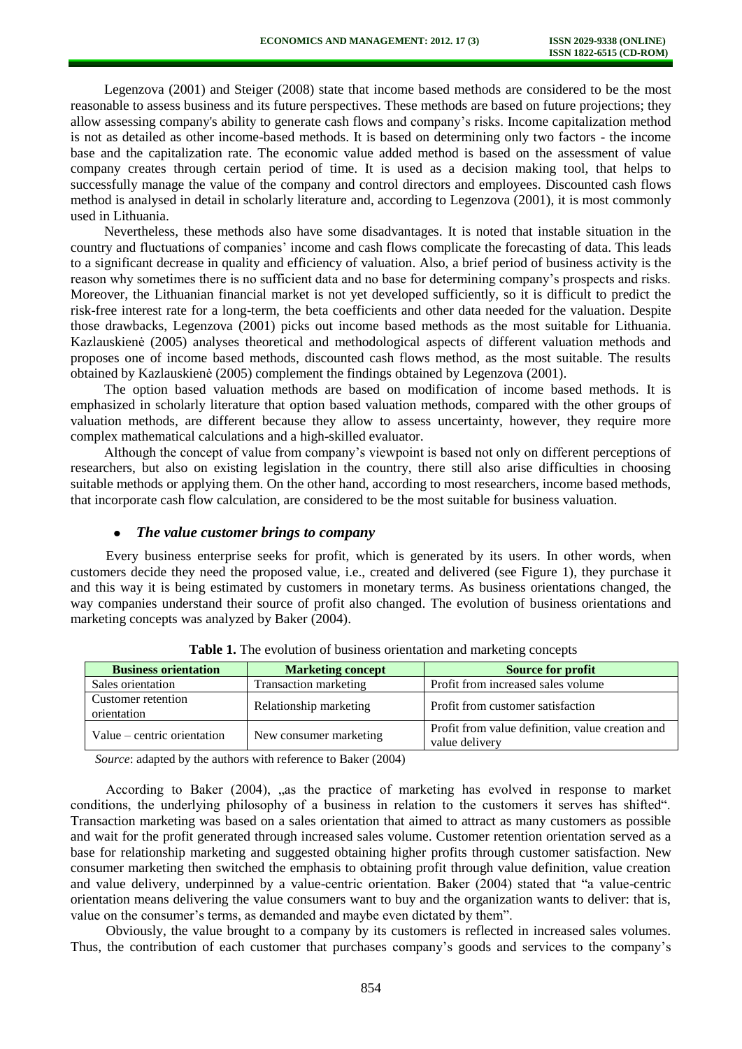Legenzova (2001) and Steiger (2008) state that income based methods are considered to be the most reasonable to assess business and its future perspectives. These methods are based on future projections; they allow assessing company's ability to generate cash flows and company's risks. Income capitalization method is not as detailed as other income-based methods. It is based on determining only two factors - the income base and the capitalization rate. The economic value added method is based on the assessment of value company creates through certain period of time. It is used as a decision making tool, that helps to successfully manage the value of the company and control directors and employees. Discounted cash flows method is analysed in detail in scholarly literature and, according to Legenzova (2001), it is most commonly used in Lithuania.

Nevertheless, these methods also have some disadvantages. It is noted that instable situation in the country and fluctuations of companies' income and cash flows complicate the forecasting of data. This leads to a significant decrease in quality and efficiency of valuation. Also, a brief period of business activity is the reason why sometimes there is no sufficient data and no base for determining company's prospects and risks. Moreover, the Lithuanian financial market is not yet developed sufficiently, so it is difficult to predict the risk-free interest rate for a long-term, the beta coefficients and other data needed for the valuation. Despite those drawbacks, Legenzova (2001) picks out income based methods as the most suitable for Lithuania. Kazlauskienė (2005) analyses theoretical and methodological aspects of different valuation methods and proposes one of income based methods, discounted cash flows method, as the most suitable. The results obtained by Kazlauskienė (2005) complement the findings obtained by Legenzova (2001).

The option based valuation methods are based on modification of income based methods. It is emphasized in scholarly literature that option based valuation methods, compared with the other groups of valuation methods, are different because they allow to assess uncertainty, however, they require more complex mathematical calculations and a high-skilled evaluator.

Although the concept of value from company's viewpoint is based not only on different perceptions of researchers, but also on existing legislation in the country, there still also arise difficulties in choosing suitable methods or applying them. On the other hand, according to most researchers, income based methods, that incorporate cash flow calculation, are considered to be the most suitable for business valuation.

- ***The value customer brings to company***

Every business enterprise seeks for profit, which is generated by its users. In other words, when customers decide they need the proposed value, i.e., created and delivered (see Figure 1), they purchase it and this way it is being estimated by customers in monetary terms. As business orientations changed, the way companies understand their source of profit also changed. The evolution of business orientations and marketing concepts was analyzed by Baker (2004).

**Table 1.** The evolution of business orientation and marketing concepts

| Business orientation | Marketing concept | Source for profit |
|---|---|---|
| Sales orientation | Transaction marketing | Profit from increased sales volume |
| Customer retention orientation | Relationship marketing | Profit from customer satisfaction |
| Value – centric orientation | New consumer marketing | Profit from value definition, value creation and value delivery |

*Source*: adapted by the authors with reference to Baker (2004)

According to Baker (2004), „as the practice of marketing has evolved in response to market conditions, the underlying philosophy of a business in relation to the customers it serves has shifted". Transaction marketing was based on a sales orientation that aimed to attract as many customers as possible and wait for the profit generated through increased sales volume. Customer retention orientation served as a base for relationship marketing and suggested obtaining higher profits through customer satisfaction. New consumer marketing then switched the emphasis to obtaining profit through value definition, value creation and value delivery, underpinned by a value-centric orientation. Baker (2004) stated that "a value-centric orientation means delivering the value consumers want to buy and the organization wants to deliver: that is, value on the consumer's terms, as demanded and maybe even dictated by them".

Obviously, the value brought to a company by its customers is reflected in increased sales volumes. Thus, the contribution of each customer that purchases company's goods and services to the company's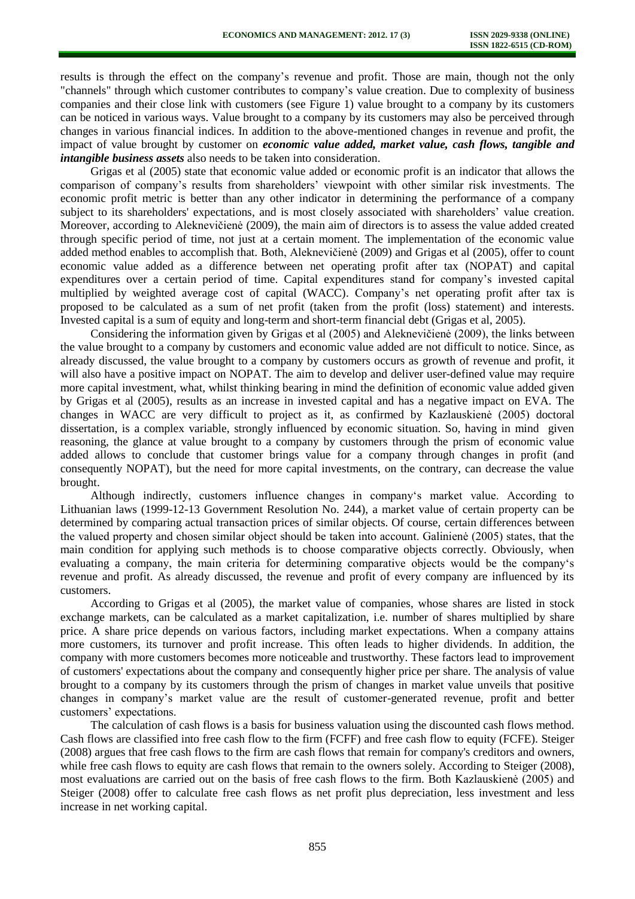results is through the effect on the company's revenue and profit. Those are main, though not the only "channels" through which customer contributes to company's value creation. Due to complexity of business companies and their close link with customers (see Figure 1) value brought to a company by its customers can be noticed in various ways. Value brought to a company by its customers may also be perceived through changes in various financial indices. In addition to the above-mentioned changes in revenue and profit, the impact of value brought by customer on ***economic value added, market value, cash flows, tangible and intangible business assets*** also needs to be taken into consideration.

Grigas et al (2005) state that economic value added or economic profit is an indicator that allows the comparison of company's results from shareholders' viewpoint with other similar risk investments. The economic profit metric is better than any other indicator in determining the performance of a company subject to its shareholders' expectations, and is most closely associated with shareholders' value creation. Moreover, according to Aleknevičienė (2009), the main aim of directors is to assess the value added created through specific period of time, not just at a certain moment. The implementation of the economic value added method enables to accomplish that. Both, Aleknevičienė (2009) and Grigas et al (2005), offer to count economic value added as a difference between net operating profit after tax (NOPAT) and capital expenditures over a certain period of time. Capital expenditures stand for company's invested capital multiplied by weighted average cost of capital (WACC). Company's net operating profit after tax is proposed to be calculated as a sum of net profit (taken from the profit (loss) statement) and interests. Invested capital is a sum of equity and long-term and short-term financial debt (Grigas et al, 2005).

Considering the information given by Grigas et al (2005) and Aleknevičienė (2009), the links between the value brought to a company by customers and economic value added are not difficult to notice. Since, as already discussed, the value brought to a company by customers occurs as growth of revenue and profit, it will also have a positive impact on NOPAT. The aim to develop and deliver user-defined value may require more capital investment, what, whilst thinking bearing in mind the definition of economic value added given by Grigas et al (2005), results as an increase in invested capital and has a negative impact on EVA. The changes in WACC are very difficult to project as it, as confirmed by Kazlauskienė (2005) doctoral dissertation, is a complex variable, strongly influenced by economic situation. So, having in mind given reasoning, the glance at value brought to a company by customers through the prism of economic value added allows to conclude that customer brings value for a company through changes in profit (and consequently NOPAT), but the need for more capital investments, on the contrary, can decrease the value brought.

Although indirectly, customers influence changes in company's market value. According to Lithuanian laws (1999-12-13 Government Resolution No. 244), a market value of certain property can be determined by comparing actual transaction prices of similar objects. Of course, certain differences between the valued property and chosen similar object should be taken into account. Galinienė (2005) states, that the main condition for applying such methods is to choose comparative objects correctly. Obviously, when evaluating a company, the main criteria for determining comparative objects would be the company's revenue and profit. As already discussed, the revenue and profit of every company are influenced by its customers.

According to Grigas et al (2005), the market value of companies, whose shares are listed in stock exchange markets, can be calculated as a market capitalization, i.e. number of shares multiplied by share price. A share price depends on various factors, including market expectations. When a company attains more customers, its turnover and profit increase. This often leads to higher dividends. In addition, the company with more customers becomes more noticeable and trustworthy. These factors lead to improvement of customers' expectations about the company and consequently higher price per share. The analysis of value brought to a company by its customers through the prism of changes in market value unveils that positive changes in company's market value are the result of customer-generated revenue, profit and better customers' expectations.

The calculation of cash flows is a basis for business valuation using the discounted cash flows method. Cash flows are classified into free cash flow to the firm (FCFF) and free cash flow to equity (FCFE). Steiger (2008) argues that free cash flows to the firm are cash flows that remain for company's creditors and owners, while free cash flows to equity are cash flows that remain to the owners solely. According to Steiger (2008), most evaluations are carried out on the basis of free cash flows to the firm. Both Kazlauskienė (2005) and Steiger (2008) offer to calculate free cash flows as net profit plus depreciation, less investment and less increase in net working capital.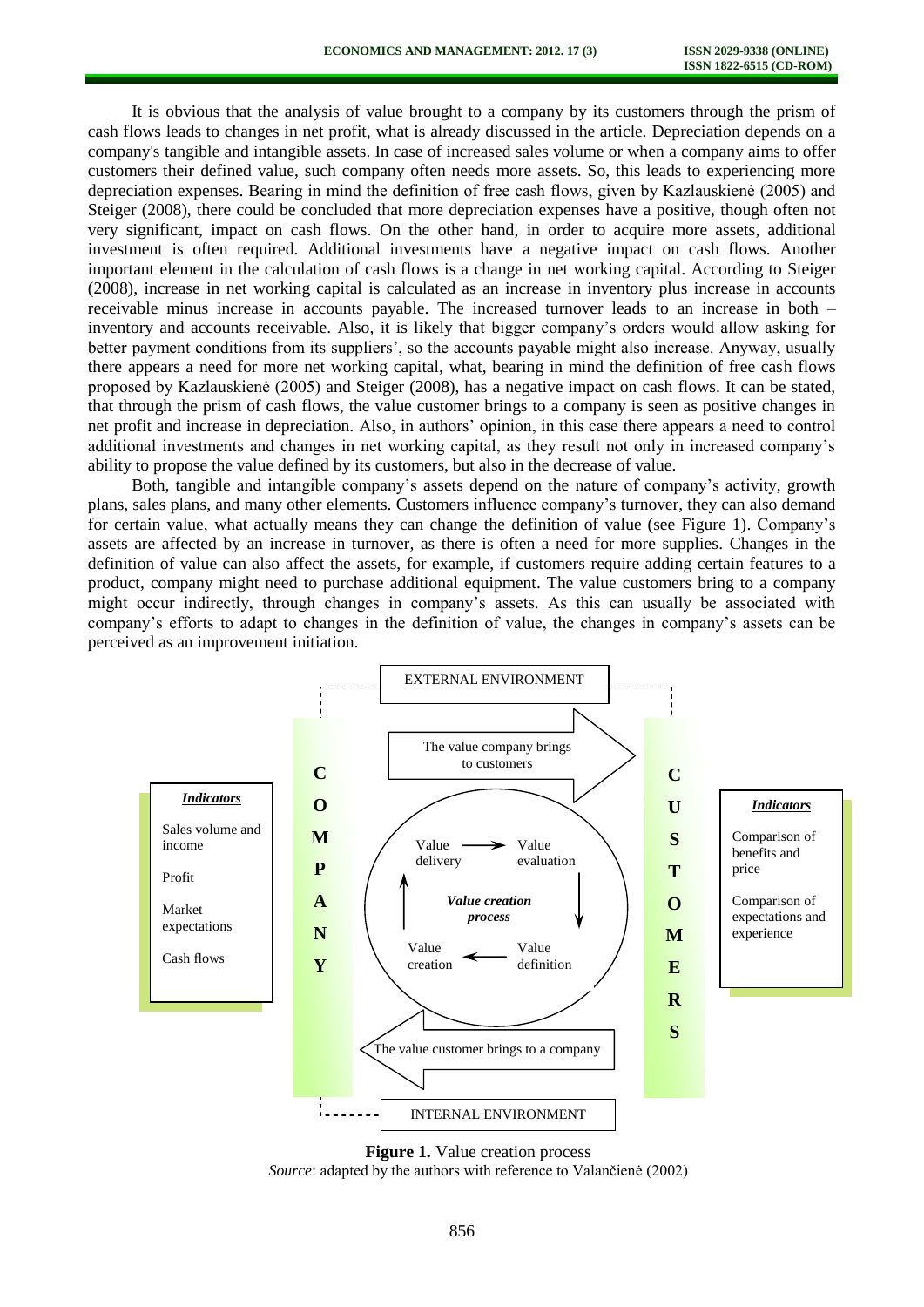It is obvious that the analysis of value brought to a company by its customers through the prism of cash flows leads to changes in net profit, what is already discussed in the article. Depreciation depends on a company's tangible and intangible assets. In case of increased sales volume or when a company aims to offer customers their defined value, such company often needs more assets. So, this leads to experiencing more depreciation expenses. Bearing in mind the definition of free cash flows, given by Kazlauskienė (2005) and Steiger (2008), there could be concluded that more depreciation expenses have a positive, though often not very significant, impact on cash flows. On the other hand, in order to acquire more assets, additional investment is often required. Additional investments have a negative impact on cash flows. Another important element in the calculation of cash flows is a change in net working capital. According to Steiger (2008), increase in net working capital is calculated as an increase in inventory plus increase in accounts receivable minus increase in accounts payable. The increased turnover leads to an increase in both – inventory and accounts receivable. Also, it is likely that bigger company's orders would allow asking for better payment conditions from its suppliers', so the accounts payable might also increase. Anyway, usually there appears a need for more net working capital, what, bearing in mind the definition of free cash flows proposed by Kazlauskienė (2005) and Steiger (2008), has a negative impact on cash flows. It can be stated, that through the prism of cash flows, the value customer brings to a company is seen as positive changes in net profit and increase in depreciation. Also, in authors' opinion, in this case there appears a need to control additional investments and changes in net working capital, as they result not only in increased company's ability to propose the value defined by its customers, but also in the decrease of value.

Both, tangible and intangible company's assets depend on the nature of company's activity, growth plans, sales plans, and many other elements. Customers influence company's turnover, they can also demand for certain value, what actually means they can change the definition of value (see Figure 1). Company's assets are affected by an increase in turnover, as there is often a need for more supplies. Changes in the definition of value can also affect the assets, for example, if customers require adding certain features to a product, company might need to purchase additional equipment. The value customers bring to a company might occur indirectly, through changes in company's assets. As this can usually be associated with company's efforts to adapt to changes in the definition of value, the changes in company's assets can be perceived as an improvement initiation.

**Figure 1.** Value creation process

*Source*: adapted by the authors with reference to Valančienė (2002)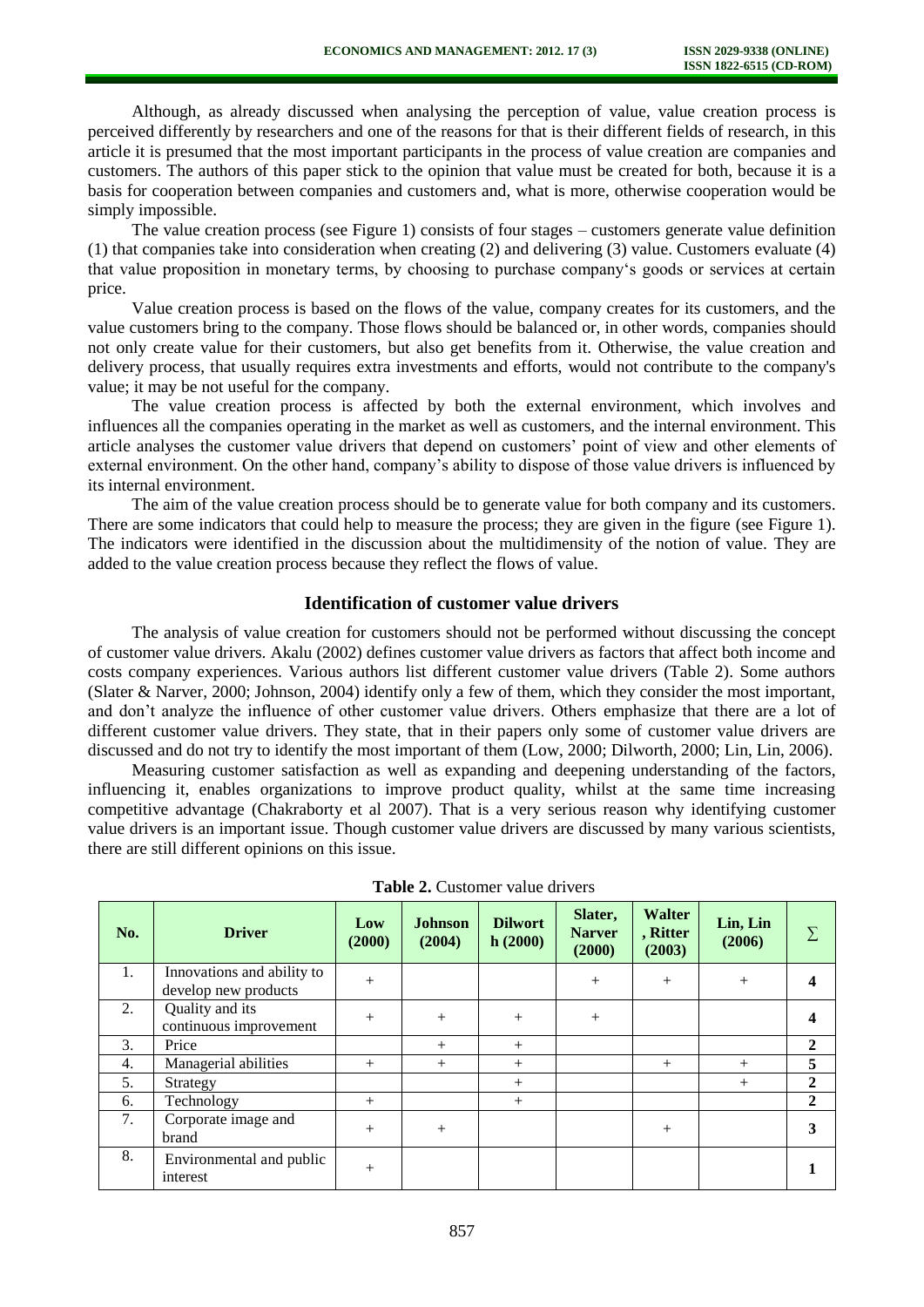Although, as already discussed when analysing the perception of value, value creation process is perceived differently by researchers and one of the reasons for that is their different fields of research, in this article it is presumed that the most important participants in the process of value creation are companies and customers. The authors of this paper stick to the opinion that value must be created for both, because it is a basis for cooperation between companies and customers and, what is more, otherwise cooperation would be simply impossible.

The value creation process (see Figure 1) consists of four stages – customers generate value definition (1) that companies take into consideration when creating (2) and delivering (3) value. Customers evaluate (4) that value proposition in monetary terms, by choosing to purchase company's goods or services at certain price.

Value creation process is based on the flows of the value, company creates for its customers, and the value customers bring to the company. Those flows should be balanced or, in other words, companies should not only create value for their customers, but also get benefits from it. Otherwise, the value creation and delivery process, that usually requires extra investments and efforts, would not contribute to the company's value; it may be not useful for the company.

The value creation process is affected by both the external environment, which involves and influences all the companies operating in the market as well as customers, and the internal environment. This article analyses the customer value drivers that depend on customers' point of view and other elements of external environment. On the other hand, company's ability to dispose of those value drivers is influenced by its internal environment.

The aim of the value creation process should be to generate value for both company and its customers. There are some indicators that could help to measure the process; they are given in the figure (see Figure 1). The indicators were identified in the discussion about the multidimensity of the notion of value. They are added to the value creation process because they reflect the flows of value.

## Identification of customer value drivers

The analysis of value creation for customers should not be performed without discussing the concept of customer value drivers. Akalu (2002) defines customer value drivers as factors that affect both income and costs company experiences. Various authors list different customer value drivers (Table 2). Some authors (Slater & Narver, 2000; Johnson, 2004) identify only a few of them, which they consider the most important, and don't analyze the influence of other customer value drivers. Others emphasize that there are a lot of different customer value drivers. They state, that in their papers only some of customer value drivers are discussed and do not try to identify the most important of them (Low, 2000; Dilworth, 2000; Lin, Lin, 2006).

Measuring customer satisfaction as well as expanding and deepening understanding of the factors, influencing it, enables organizations to improve product quality, whilst at the same time increasing competitive advantage (Chakraborty et al 2007). That is a very serious reason why identifying customer value drivers is an important issue. Though customer value drivers are discussed by many various scientists, there are still different opinions on this issue.

**Table 2.** Customer value drivers

| No. | Driver | Low (2000) | Johnson (2004) | Dilworth (2000) | Slater, Narver (2000) | Walter, Ritter (2003) | Lin, Lin (2006) | ∑ |
|---|---|---|---|---|---|---|---|---|
| 1. | Innovations and ability to develop new products | + | | | + | + | + | **4** |
| 2. | Quality and its continuous improvement | + | + | + | + | | | **4** |
| 3. | Price | | + | + | | | | **2** |
| 4. | Managerial abilities | + | + | + | | + | + | **5** |
| 5. | Strategy | | | + | | | + | **2** |
| 6. | Technology | + | | + | | | | **2** |
| 7. | Corporate image and brand | + | + | | | + | | **3** |
| 8. | Environmental and public interest | + | | | | | | **1** |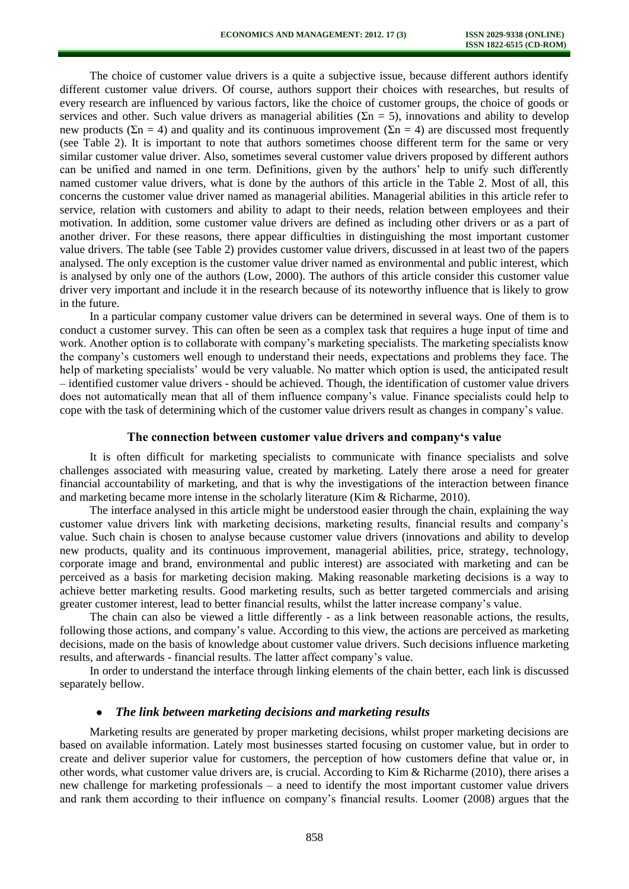The choice of customer value drivers is a quite a subjective issue, because different authors identify different customer value drivers. Of course, authors support their choices with researches, but results of every research are influenced by various factors, like the choice of customer groups, the choice of goods or services and other. Such value drivers as managerial abilities ($\Sigma n = 5$), innovations and ability to develop new products ($\Sigma n = 4$) and quality and its continuous improvement ($\Sigma n = 4$) are discussed most frequently (see Table 2). It is important to note that authors sometimes choose different term for the same or very similar customer value driver. Also, sometimes several customer value drivers proposed by different authors can be unified and named in one term. Definitions, given by the authors' help to unify such differently named customer value drivers, what is done by the authors of this article in the Table 2. Most of all, this concerns the customer value driver named as managerial abilities. Managerial abilities in this article refer to service, relation with customers and ability to adapt to their needs, relation between employees and their motivation. In addition, some customer value drivers are defined as including other drivers or as a part of another driver. For these reasons, there appear difficulties in distinguishing the most important customer value drivers. The table (see Table 2) provides customer value drivers, discussed in at least two of the papers analysed. The only exception is the customer value driver named as environmental and public interest, which is analysed by only one of the authors (Low, 2000). The authors of this article consider this customer value driver very important and include it in the research because of its noteworthy influence that is likely to grow in the future.

In a particular company customer value drivers can be determined in several ways. One of them is to conduct a customer survey. This can often be seen as a complex task that requires a huge input of time and work. Another option is to collaborate with company's marketing specialists. The marketing specialists know the company's customers well enough to understand their needs, expectations and problems they face. The help of marketing specialists' would be very valuable. No matter which option is used, the anticipated result – identified customer value drivers - should be achieved. Though, the identification of customer value drivers does not automatically mean that all of them influence company's value. Finance specialists could help to cope with the task of determining which of the customer value drivers result as changes in company's value.

## The connection between customer value drivers and company's value

It is often difficult for marketing specialists to communicate with finance specialists and solve challenges associated with measuring value, created by marketing. Lately there arose a need for greater financial accountability of marketing, and that is why the investigations of the interaction between finance and marketing became more intense in the scholarly literature (Kim & Richarme, 2010).

The interface analysed in this article might be understood easier through the chain, explaining the way customer value drivers link with marketing decisions, marketing results, financial results and company's value. Such chain is chosen to analyse because customer value drivers (innovations and ability to develop new products, quality and its continuous improvement, managerial abilities, price, strategy, technology, corporate image and brand, environmental and public interest) are associated with marketing and can be perceived as a basis for marketing decision making. Making reasonable marketing decisions is a way to achieve better marketing results. Good marketing results, such as better targeted commercials and arising greater customer interest, lead to better financial results, whilst the latter increase company's value.

The chain can also be viewed a little differently - as a link between reasonable actions, the results, following those actions, and company's value. According to this view, the actions are perceived as marketing decisions, made on the basis of knowledge about customer value drivers. Such decisions influence marketing results, and afterwards - financial results. The latter affect company's value.

In order to understand the interface through linking elements of the chain better, each link is discussed separately bellow.

- ***The link between marketing decisions and marketing results***

Marketing results are generated by proper marketing decisions, whilst proper marketing decisions are based on available information. Lately most businesses started focusing on customer value, but in order to create and deliver superior value for customers, the perception of how customers define that value or, in other words, what customer value drivers are, is crucial. According to Kim & Richarme (2010), there arises a new challenge for marketing professionals – a need to identify the most important customer value drivers and rank them according to their influence on company's financial results. Loomer (2008) argues that the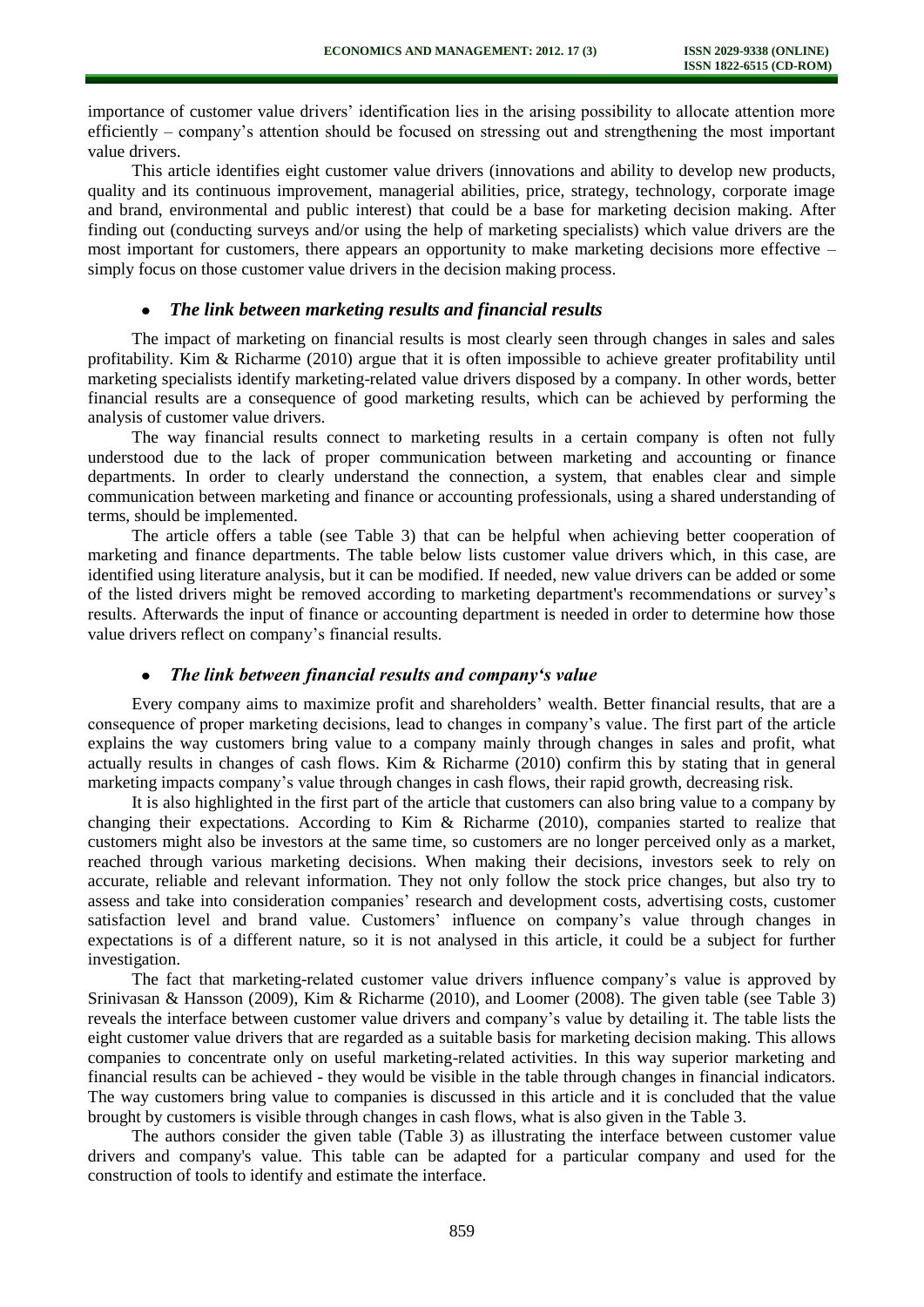importance of customer value drivers' identification lies in the arising possibility to allocate attention more efficiently – company's attention should be focused on stressing out and strengthening the most important value drivers.

This article identifies eight customer value drivers (innovations and ability to develop new products, quality and its continuous improvement, managerial abilities, price, strategy, technology, corporate image and brand, environmental and public interest) that could be a base for marketing decision making. After finding out (conducting surveys and/or using the help of marketing specialists) which value drivers are the most important for customers, there appears an opportunity to make marketing decisions more effective – simply focus on those customer value drivers in the decision making process.

- ***The link between marketing results and financial results***

The impact of marketing on financial results is most clearly seen through changes in sales and sales profitability. Kim & Richarme (2010) argue that it is often impossible to achieve greater profitability until marketing specialists identify marketing-related value drivers disposed by a company. In other words, better financial results are a consequence of good marketing results, which can be achieved by performing the analysis of customer value drivers.

The way financial results connect to marketing results in a certain company is often not fully understood due to the lack of proper communication between marketing and accounting or finance departments. In order to clearly understand the connection, a system, that enables clear and simple communication between marketing and finance or accounting professionals, using a shared understanding of terms, should be implemented.

The article offers a table (see Table 3) that can be helpful when achieving better cooperation of marketing and finance departments. The table below lists customer value drivers which, in this case, are identified using literature analysis, but it can be modified. If needed, new value drivers can be added or some of the listed drivers might be removed according to marketing department's recommendations or survey's results. Afterwards the input of finance or accounting department is needed in order to determine how those value drivers reflect on company's financial results.

- ***The link between financial results and company's value***

Every company aims to maximize profit and shareholders' wealth. Better financial results, that are a consequence of proper marketing decisions, lead to changes in company's value. The first part of the article explains the way customers bring value to a company mainly through changes in sales and profit, what actually results in changes of cash flows. Kim & Richarme (2010) confirm this by stating that in general marketing impacts company's value through changes in cash flows, their rapid growth, decreasing risk.

It is also highlighted in the first part of the article that customers can also bring value to a company by changing their expectations. According to Kim & Richarme (2010), companies started to realize that customers might also be investors at the same time, so customers are no longer perceived only as a market, reached through various marketing decisions. When making their decisions, investors seek to rely on accurate, reliable and relevant information. They not only follow the stock price changes, but also try to assess and take into consideration companies' research and development costs, advertising costs, customer satisfaction level and brand value. Customers' influence on company's value through changes in expectations is of a different nature, so it is not analysed in this article, it could be a subject for further investigation.

The fact that marketing-related customer value drivers influence company's value is approved by Srinivasan & Hansson (2009), Kim & Richarme (2010), and Loomer (2008). The given table (see Table 3) reveals the interface between customer value drivers and company's value by detailing it. The table lists the eight customer value drivers that are regarded as a suitable basis for marketing decision making. This allows companies to concentrate only on useful marketing-related activities. In this way superior marketing and financial results can be achieved - they would be visible in the table through changes in financial indicators. The way customers bring value to companies is discussed in this article and it is concluded that the value brought by customers is visible through changes in cash flows, what is also given in the Table 3.

The authors consider the given table (Table 3) as illustrating the interface between customer value drivers and company's value. This table can be adapted for a particular company and used for the construction of tools to identify and estimate the interface.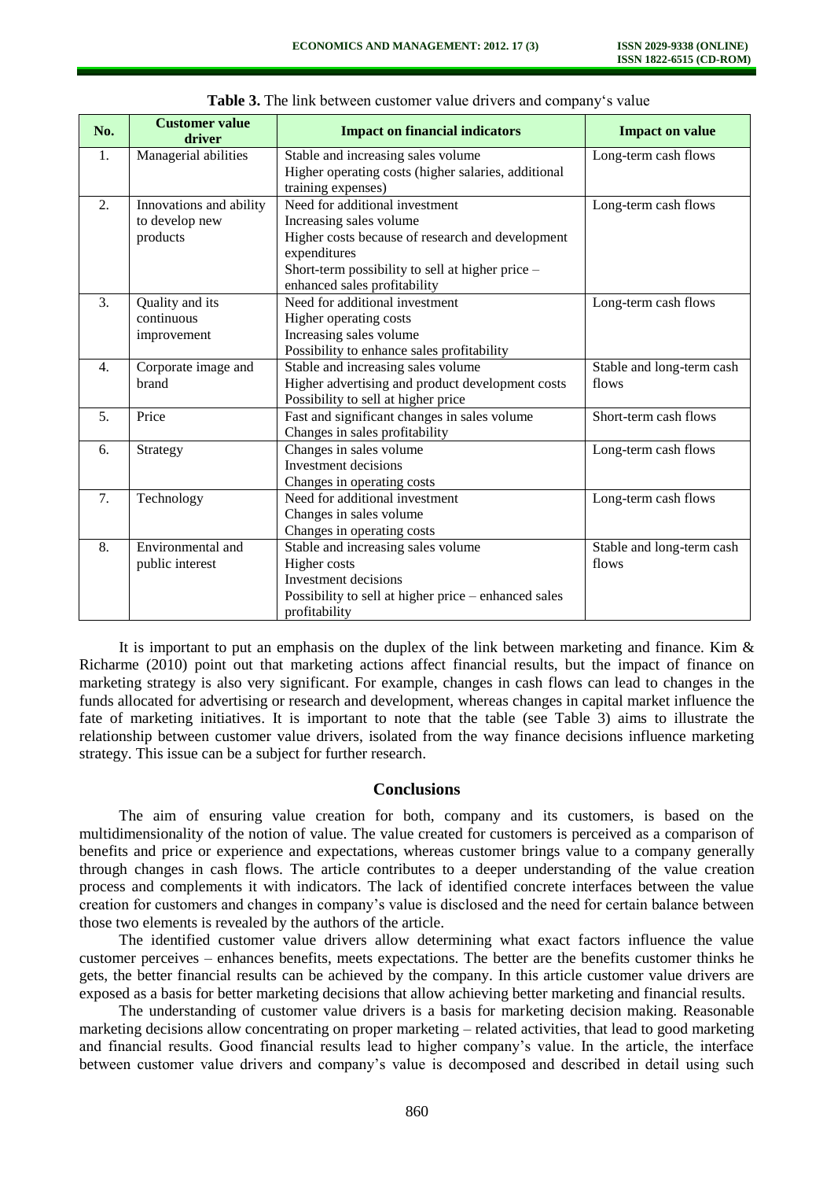**Table 3.** The link between customer value drivers and company's value

| No. | Customer value driver | Impact on financial indicators | Impact on value |
|---|---|---|---|
| 1. | Managerial abilities | Stable and increasing sales volume<br>Higher operating costs (higher salaries, additional training expenses) | Long-term cash flows |
| 2. | Innovations and ability to develop new products | Need for additional investment<br>Increasing sales volume<br>Higher costs because of research and development expenditures<br>Short-term possibility to sell at higher price – enhanced sales profitability | Long-term cash flows |
| 3. | Quality and its continuous improvement | Need for additional investment<br>Higher operating costs<br>Increasing sales volume<br>Possibility to enhance sales profitability | Long-term cash flows |
| 4. | Corporate image and brand | Stable and increasing sales volume<br>Higher advertising and product development costs<br>Possibility to sell at higher price | Stable and long-term cash flows |
| 5. | Price | Fast and significant changes in sales volume<br>Changes in sales profitability | Short-term cash flows |
| 6. | Strategy | Changes in sales volume<br>Investment decisions<br>Changes in operating costs | Long-term cash flows |
| 7. | Technology | Need for additional investment<br>Changes in sales volume<br>Changes in operating costs | Long-term cash flows |
| 8. | Environmental and public interest | Stable and increasing sales volume<br>Higher costs<br>Investment decisions<br>Possibility to sell at higher price – enhanced sales profitability | Stable and long-term cash flows |

It is important to put an emphasis on the duplex of the link between marketing and finance. Kim & Richarme (2010) point out that marketing actions affect financial results, but the impact of finance on marketing strategy is also very significant. For example, changes in cash flows can lead to changes in the funds allocated for advertising or research and development, whereas changes in capital market influence the fate of marketing initiatives. It is important to note that the table (see Table 3) aims to illustrate the relationship between customer value drivers, isolated from the way finance decisions influence marketing strategy. This issue can be a subject for further research.

## Conclusions

The aim of ensuring value creation for both, company and its customers, is based on the multidimensionality of the notion of value. The value created for customers is perceived as a comparison of benefits and price or experience and expectations, whereas customer brings value to a company generally through changes in cash flows. The article contributes to a deeper understanding of the value creation process and complements it with indicators. The lack of identified concrete interfaces between the value creation for customers and changes in company's value is disclosed and the need for certain balance between those two elements is revealed by the authors of the article.

The identified customer value drivers allow determining what exact factors influence the value customer perceives – enhances benefits, meets expectations. The better are the benefits customer thinks he gets, the better financial results can be achieved by the company. In this article customer value drivers are exposed as a basis for better marketing decisions that allow achieving better marketing and financial results.

The understanding of customer value drivers is a basis for marketing decision making. Reasonable marketing decisions allow concentrating on proper marketing – related activities, that lead to good marketing and financial results. Good financial results lead to higher company's value. In the article, the interface between customer value drivers and company's value is decomposed and described in detail using such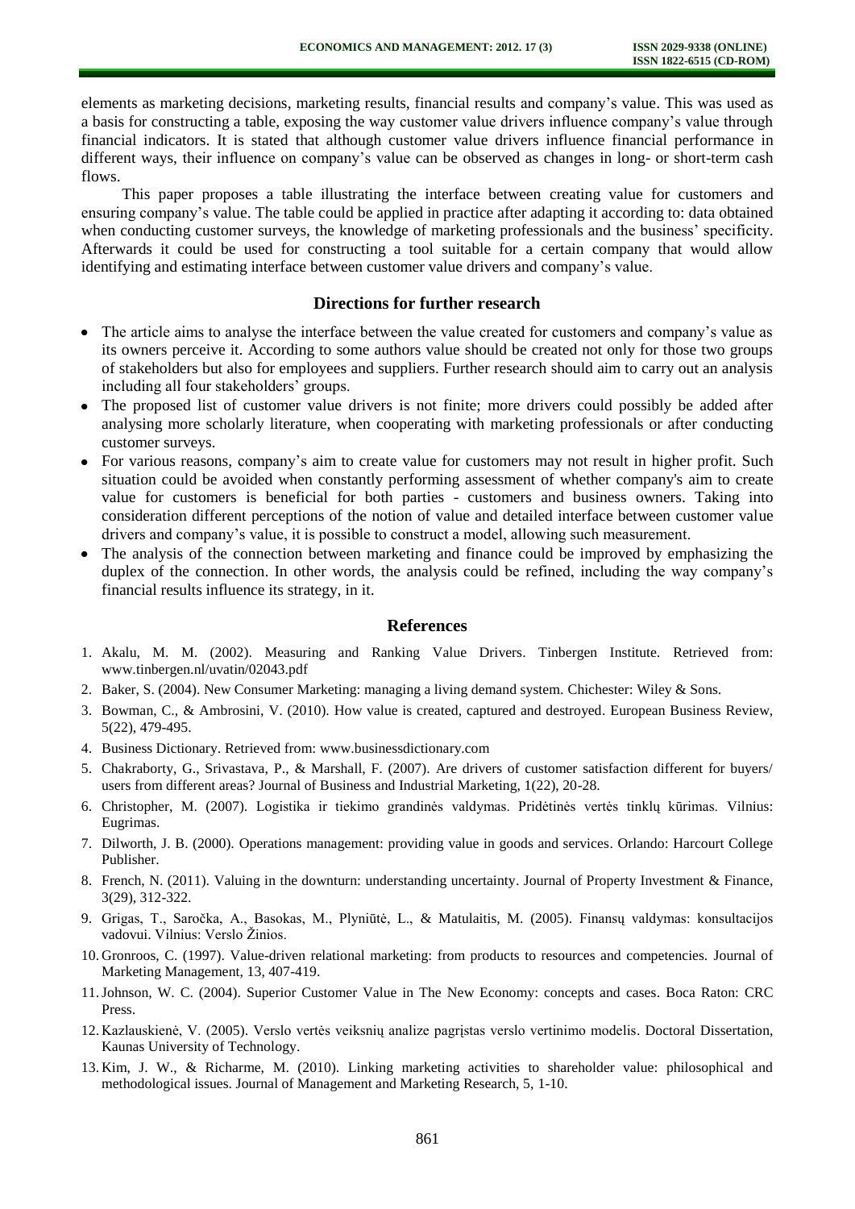elements as marketing decisions, marketing results, financial results and company's value. This was used as a basis for constructing a table, exposing the way customer value drivers influence company's value through financial indicators. It is stated that although customer value drivers influence financial performance in different ways, their influence on company's value can be observed as changes in long- or short-term cash flows.

This paper proposes a table illustrating the interface between creating value for customers and ensuring company's value. The table could be applied in practice after adapting it according to: data obtained when conducting customer surveys, the knowledge of marketing professionals and the business' specificity. Afterwards it could be used for constructing a tool suitable for a certain company that would allow identifying and estimating interface between customer value drivers and company's value.

## Directions for further research

- The article aims to analyse the interface between the value created for customers and company's value as its owners perceive it. According to some authors value should be created not only for those two groups of stakeholders but also for employees and suppliers. Further research should aim to carry out an analysis including all four stakeholders' groups.
- The proposed list of customer value drivers is not finite; more drivers could possibly be added after analysing more scholarly literature, when cooperating with marketing professionals or after conducting customer surveys.
- For various reasons, company's aim to create value for customers may not result in higher profit. Such situation could be avoided when constantly performing assessment of whether company's aim to create value for customers is beneficial for both parties - customers and business owners. Taking into consideration different perceptions of the notion of value and detailed interface between customer value drivers and company's value, it is possible to construct a model, allowing such measurement.
- The analysis of the connection between marketing and finance could be improved by emphasizing the duplex of the connection. In other words, the analysis could be refined, including the way company's financial results influence its strategy, in it.

## References

1. Akalu, M. M. (2002). Measuring and Ranking Value Drivers. Tinbergen Institute. Retrieved from: www.tinbergen.nl/uvatin/02043.pdf
2. Baker, S. (2004). New Consumer Marketing: managing a living demand system. Chichester: Wiley & Sons.
3. Bowman, C., & Ambrosini, V. (2010). How value is created, captured and destroyed. European Business Review, 5(22), 479-495.
4. Business Dictionary. Retrieved from: www.businessdictionary.com
5. Chakraborty, G., Srivastava, P., & Marshall, F. (2007). Are drivers of customer satisfaction different for buyers/ users from different areas? Journal of Business and Industrial Marketing, 1(22), 20-28.
6. Christopher, M. (2007). Logistika ir tiekimo grandinės valdymas. Pridėtinės vertės tinklų kūrimas. Vilnius: Eugrimas.
7. Dilworth, J. B. (2000). Operations management: providing value in goods and services. Orlando: Harcourt College Publisher.
8. French, N. (2011). Valuing in the downturn: understanding uncertainty. Journal of Property Investment & Finance, 3(29), 312-322.
9. Grigas, T., Saročka, A., Basokas, M., Plyniūtė, L., & Matulaitis, M. (2005). Finansų valdymas: konsultacijos vadovui. Vilnius: Verslo Žinios.
10. Gronroos, C. (1997). Value-driven relational marketing: from products to resources and competencies. Journal of Marketing Management, 13, 407-419.
11. Johnson, W. C. (2004). Superior Customer Value in The New Economy: concepts and cases. Boca Raton: CRC Press.
12. Kazlauskienė, V. (2005). Verslo vertės veiksnių analize pagrįstas verslo vertinimo modelis. Doctoral Dissertation, Kaunas University of Technology.
13. Kim, J. W., & Richarme, M. (2010). Linking marketing activities to shareholder value: philosophical and methodological issues. Journal of Management and Marketing Research, 5, 1-10.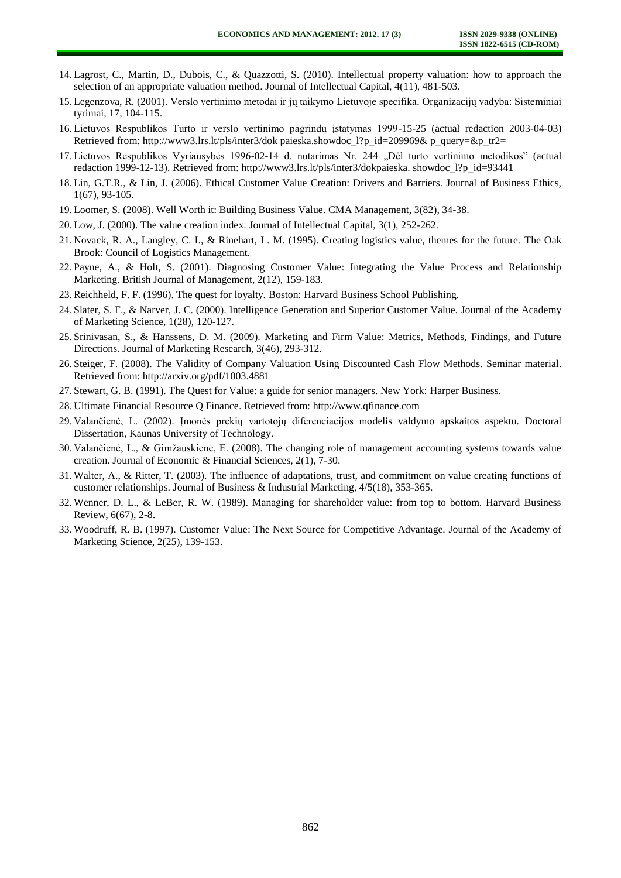14. Lagrost, C., Martin, D., Dubois, C., & Quazzotti, S. (2010). Intellectual property valuation: how to approach the selection of an appropriate valuation method. Journal of Intellectual Capital, 4(11), 481-503.
15. Legenzova, R. (2001). Verslo vertinimo metodai ir jų taikymo Lietuvoje specifika. Organizacijų vadyba: Sisteminiai tyrimai, 17, 104-115.
16. Lietuvos Respublikos Turto ir verslo vertinimo pagrindų įstatymas 1999-15-25 (actual redaction 2003-04-03) Retrieved from: http://www3.lrs.lt/pls/inter3/dok paieska.showdoc_l?p_id=209969& p_query=&p_tr2=
17. Lietuvos Respublikos Vyriausybės 1996-02-14 d. nutarimas Nr. 244 „Dėl turto vertinimo metodikos" (actual redaction 1999-12-13). Retrieved from: http://www3.lrs.lt/pls/inter3/dokpaieska. showdoc_l?p_id=93441
18. Lin, G.T.R., & Lin, J. (2006). Ethical Customer Value Creation: Drivers and Barriers. Journal of Business Ethics, 1(67), 93-105.
19. Loomer, S. (2008). Well Worth it: Building Business Value. CMA Management, 3(82), 34-38.
20. Low, J. (2000). The value creation index. Journal of Intellectual Capital, 3(1), 252-262.
21. Novack, R. A., Langley, C. I., & Rinehart, L. M. (1995). Creating logistics value, themes for the future. The Oak Brook: Council of Logistics Management.
22. Payne, A., & Holt, S. (2001). Diagnosing Customer Value: Integrating the Value Process and Relationship Marketing. British Journal of Management, 2(12), 159-183.
23. Reichheld, F. F. (1996). The quest for loyalty. Boston: Harvard Business School Publishing.
24. Slater, S. F., & Narver, J. C. (2000). Intelligence Generation and Superior Customer Value. Journal of the Academy of Marketing Science, 1(28), 120-127.
25. Srinivasan, S., & Hanssens, D. M. (2009). Marketing and Firm Value: Metrics, Methods, Findings, and Future Directions. Journal of Marketing Research, 3(46), 293-312.
26. Steiger, F. (2008). The Validity of Company Valuation Using Discounted Cash Flow Methods. Seminar material. Retrieved from: http://arxiv.org/pdf/1003.4881
27. Stewart, G. B. (1991). The Quest for Value: a guide for senior managers. New York: Harper Business.
28. Ultimate Financial Resource Q Finance. Retrieved from: http://www.qfinance.com
29. Valančienė, L. (2002). Įmonės prekių vartotojų diferenciacijos modelis valdymo apskaitos aspektu. Doctoral Dissertation, Kaunas University of Technology.
30. Valančienė, L., & Gimžauskienė, E. (2008). The changing role of management accounting systems towards value creation. Journal of Economic & Financial Sciences, 2(1), 7-30.
31. Walter, A., & Ritter, T. (2003). The influence of adaptations, trust, and commitment on value creating functions of customer relationships. Journal of Business & Industrial Marketing, 4/5(18), 353-365.
32. Wenner, D. L., & LeBer, R. W. (1989). Managing for shareholder value: from top to bottom. Harvard Business Review, 6(67), 2-8.
33. Woodruff, R. B. (1997). Customer Value: The Next Source for Competitive Advantage. Journal of the Academy of Marketing Science, 2(25), 139-153.